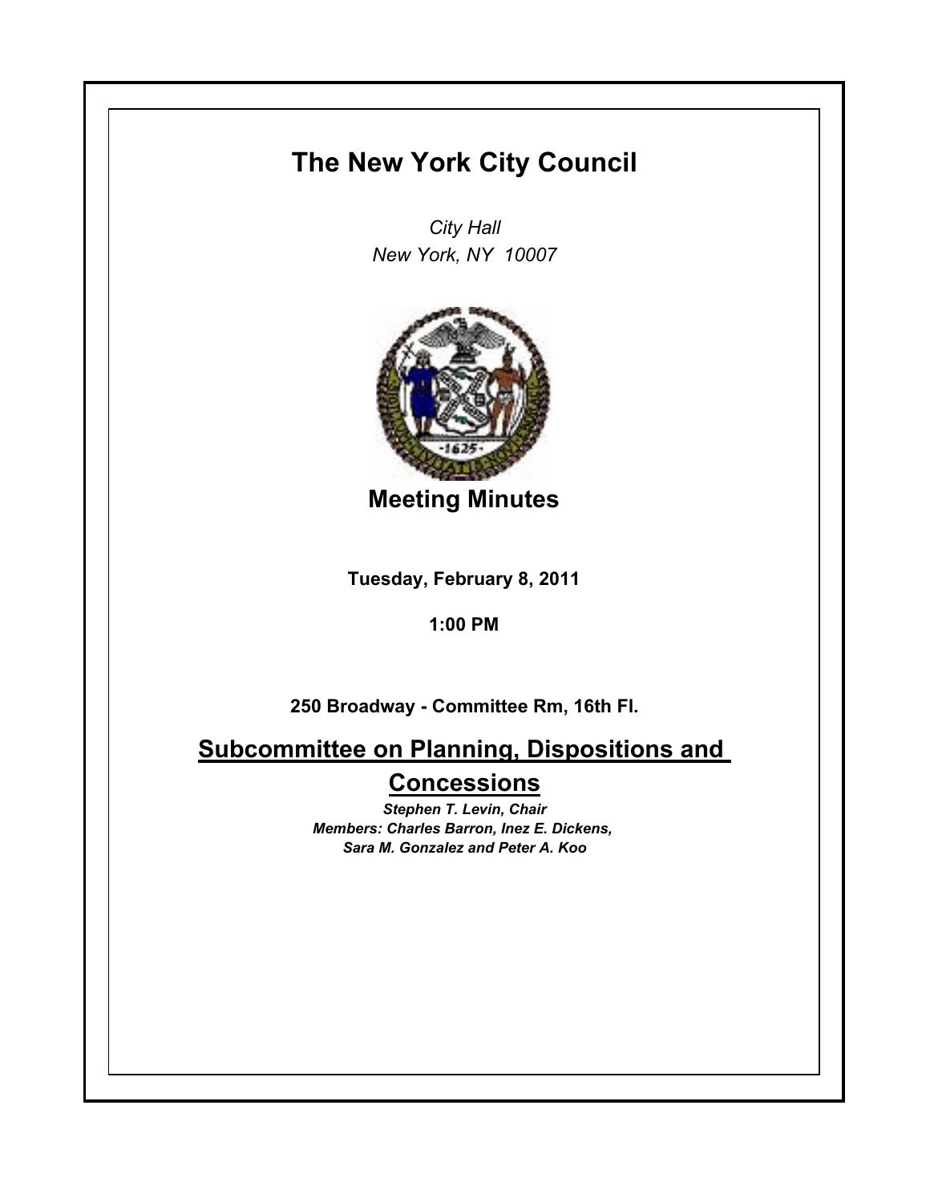# The New York City Council

*City Hall*
*New York, NY 10007*

## Meeting Minutes

**Tuesday, February 8, 2011**

**1:00 PM**

**250 Broadway - Committee Rm, 16th Fl.**

## Subcommittee on Planning, Dispositions and Concessions

***Stephen T. Levin, Chair***
***Members: Charles Barron, Inez E. Dickens, Sara M. Gonzalez and Peter A. Koo***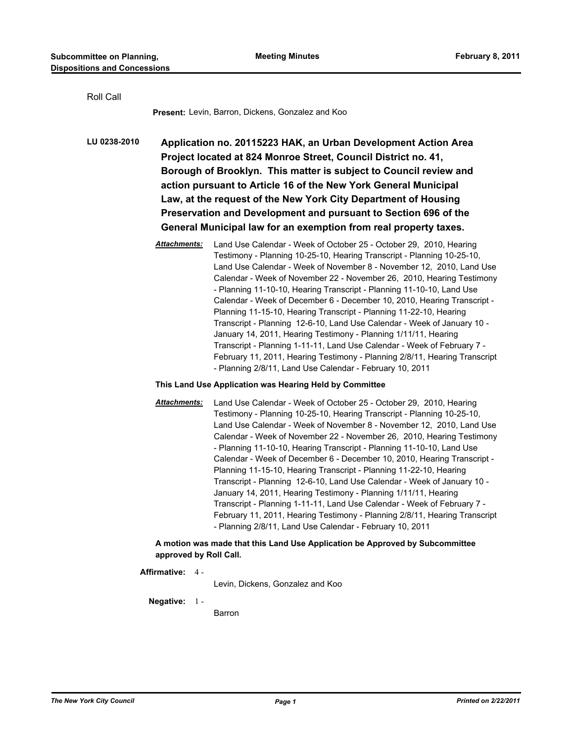Roll Call

**Present:** Levin, Barron, Dickens, Gonzalez and Koo

**LU 0238-2010** **Application no. 20115223 HAK, an Urban Development Action Area Project located at 824 Monroe Street, Council District no. 41, Borough of Brooklyn. This matter is subject to Council review and action pursuant to Article 16 of the New York General Municipal Law, at the request of the New York City Department of Housing Preservation and Development and pursuant to Section 696 of the General Municipal law for an exemption from real property taxes.**

***Attachments:*** Land Use Calendar - Week of October 25 - October 29, 2010, Hearing Testimony - Planning 10-25-10, Hearing Transcript - Planning 10-25-10, Land Use Calendar - Week of November 8 - November 12, 2010, Land Use Calendar - Week of November 22 - November 26, 2010, Hearing Testimony - Planning 11-10-10, Hearing Transcript - Planning 11-10-10, Land Use Calendar - Week of December 6 - December 10, 2010, Hearing Transcript - Planning 11-15-10, Hearing Transcript - Planning 11-22-10, Hearing Transcript - Planning 12-6-10, Land Use Calendar - Week of January 10 - January 14, 2011, Hearing Testimony - Planning 1/11/11, Hearing Transcript - Planning 1-11-11, Land Use Calendar - Week of February 7 - February 11, 2011, Hearing Testimony - Planning 2/8/11, Hearing Transcript - Planning 2/8/11, Land Use Calendar - February 10, 2011

**This Land Use Application was Hearing Held by Committee**

***Attachments:*** Land Use Calendar - Week of October 25 - October 29, 2010, Hearing Testimony - Planning 10-25-10, Hearing Transcript - Planning 10-25-10, Land Use Calendar - Week of November 8 - November 12, 2010, Land Use Calendar - Week of November 22 - November 26, 2010, Hearing Testimony - Planning 11-10-10, Hearing Transcript - Planning 11-10-10, Land Use Calendar - Week of December 6 - December 10, 2010, Hearing Transcript - Planning 11-15-10, Hearing Transcript - Planning 11-22-10, Hearing Transcript - Planning 12-6-10, Land Use Calendar - Week of January 10 - January 14, 2011, Hearing Testimony - Planning 1/11/11, Hearing Transcript - Planning 1-11-11, Land Use Calendar - Week of February 7 - February 11, 2011, Hearing Testimony - Planning 2/8/11, Hearing Transcript - Planning 2/8/11, Land Use Calendar - February 10, 2011

**A motion was made that this Land Use Application be Approved by Subcommittee approved by Roll Call.**

**Affirmative:** 4 - Levin, Dickens, Gonzalez and Koo

**Negative:** 1 - Barron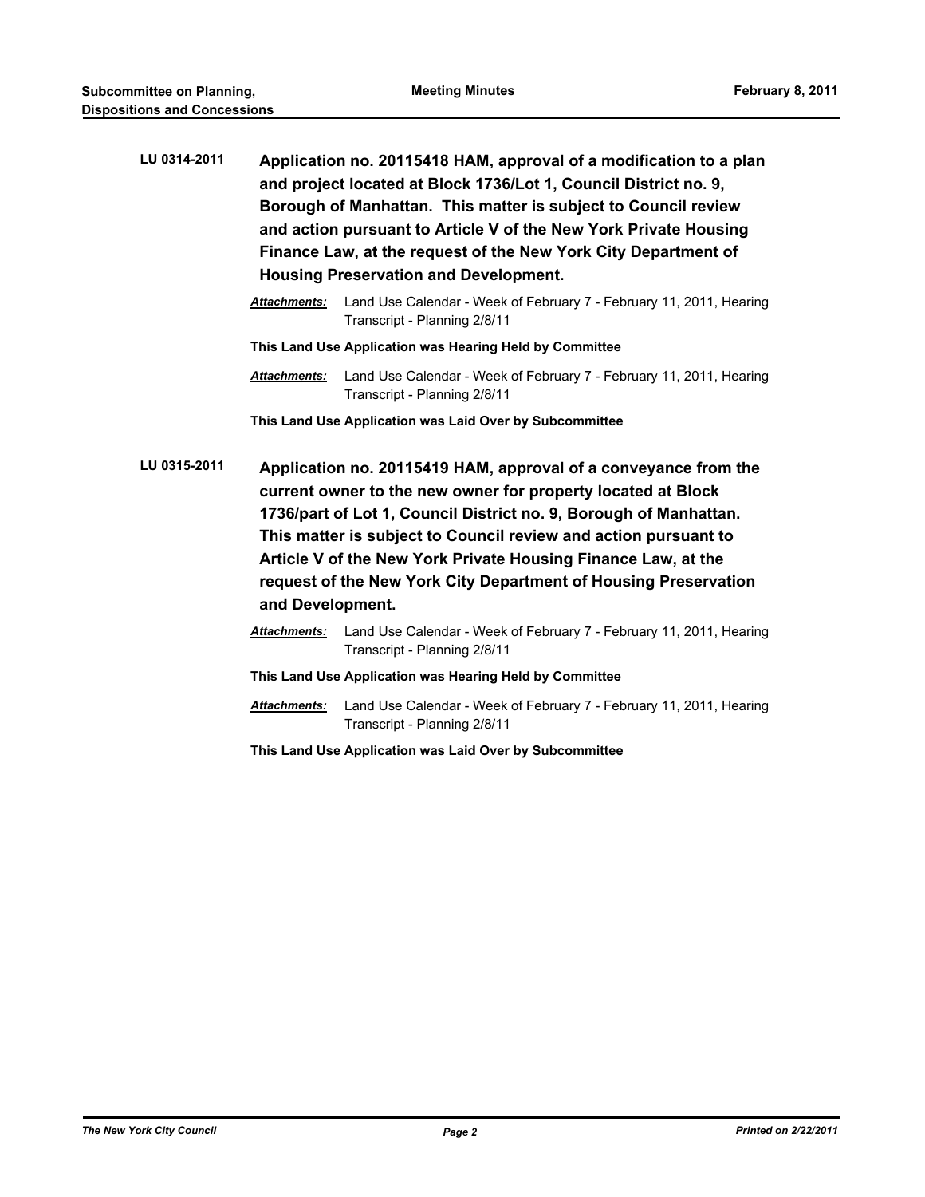**LU 0314-2011** **Application no. 20115418 HAM, approval of a modification to a plan and project located at Block 1736/Lot 1, Council District no. 9, Borough of Manhattan. This matter is subject to Council review and action pursuant to Article V of the New York Private Housing Finance Law, at the request of the New York City Department of Housing Preservation and Development.**

***Attachments:*** Land Use Calendar - Week of February 7 - February 11, 2011, Hearing Transcript - Planning 2/8/11

**This Land Use Application was Hearing Held by Committee**

***Attachments:*** Land Use Calendar - Week of February 7 - February 11, 2011, Hearing Transcript - Planning 2/8/11

**This Land Use Application was Laid Over by Subcommittee**

**LU 0315-2011** **Application no. 20115419 HAM, approval of a conveyance from the current owner to the new owner for property located at Block 1736/part of Lot 1, Council District no. 9, Borough of Manhattan. This matter is subject to Council review and action pursuant to Article V of the New York Private Housing Finance Law, at the request of the New York City Department of Housing Preservation and Development.**

***Attachments:*** Land Use Calendar - Week of February 7 - February 11, 2011, Hearing Transcript - Planning 2/8/11

**This Land Use Application was Hearing Held by Committee**

***Attachments:*** Land Use Calendar - Week of February 7 - February 11, 2011, Hearing Transcript - Planning 2/8/11

**This Land Use Application was Laid Over by Subcommittee**